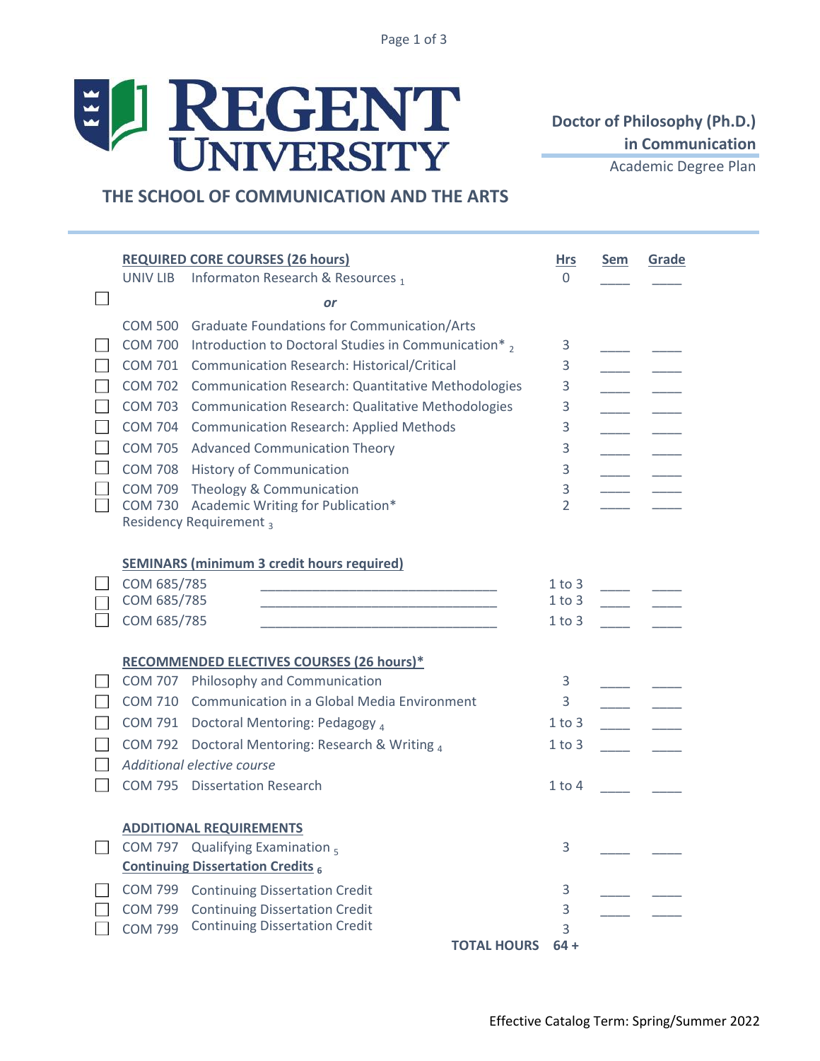# REGENT UNIVERSITY

## THE SCHOOL OF COMMUNICATION AND THE ARTS

**Doctor of Philosophy (Ph.D.) in Communication**

Academic Degree Plan

| | Course | Title | Hrs | Sem | Grade |
|---|---|---|---|---|---|
| | **REQUIRED CORE COURSES (26 hours)** | | | | |
| ☐ | UNIV LIB | Informaton Research & Resources [1] | 0 | ____ | ____ |
| | | *or* | | | |
| | COM 500 | Graduate Foundations for Communication/Arts | | | |
| ☐ | COM 700 | Introduction to Doctoral Studies in Communication* [2] | 3 | ____ | ____ |
| ☐ | COM 701 | Communication Research: Historical/Critical | 3 | ____ | ____ |
| ☐ | COM 702 | Communication Research: Quantitative Methodologies | 3 | ____ | ____ |
| ☐ | COM 703 | Communication Research: Qualitative Methodologies | 3 | ____ | ____ |
| ☐ | COM 704 | Communication Research: Applied Methods | 3 | ____ | ____ |
| ☐ | COM 705 | Advanced Communication Theory | 3 | ____ | ____ |
| ☐ | COM 708 | History of Communication | 3 | ____ | ____ |
| ☐ | COM 709 | Theology & Communication | 3 | ____ | ____ |
| ☐ | COM 730 | Academic Writing for Publication* | 2 | ____ | ____ |
| | Residency Requirement [3] | | | | |
| | **SEMINARS (minimum 3 credit hours required)** | | | | |
| ☐ | COM 685/785 | ______________________________ | 1 to 3 | ____ | ____ |
| ☐ | COM 685/785 | ______________________________ | 1 to 3 | ____ | ____ |
| ☐ | COM 685/785 | ______________________________ | 1 to 3 | ____ | ____ |
| | **RECOMMENDED ELECTIVES COURSES (26 hours)*** | | | | |
| ☐ | COM 707 | Philosophy and Communication | 3 | ____ | ____ |
| ☐ | COM 710 | Communication in a Global Media Environment | 3 | ____ | ____ |
| ☐ | COM 791 | Doctoral Mentoring: Pedagogy [4] | 1 to 3 | ____ | ____ |
| ☐ | COM 792 | Doctoral Mentoring: Research & Writing [4] | 1 to 3 | ____ | ____ |
| ☐ | *Additional elective course* | | | | |
| ☐ | COM 795 | Dissertation Research | 1 to 4 | ____ | ____ |
| | **ADDITIONAL REQUIREMENTS** | | | | |
| ☐ | COM 797 | Qualifying Examination [5] | 3 | ____ | ____ |
| | **Continuing Dissertation Credits [6]** | | | | |
| ☐ | COM 799 | Continuing Dissertation Credit | 3 | ____ | ____ |
| ☐ | COM 799 | Continuing Dissertation Credit | 3 | ____ | ____ |
| ☐ | COM 799 | Continuing Dissertation Credit | 3 | | |
| | | **TOTAL HOURS** | **64 +** | | |

Effective Catalog Term: Spring/Summer 2022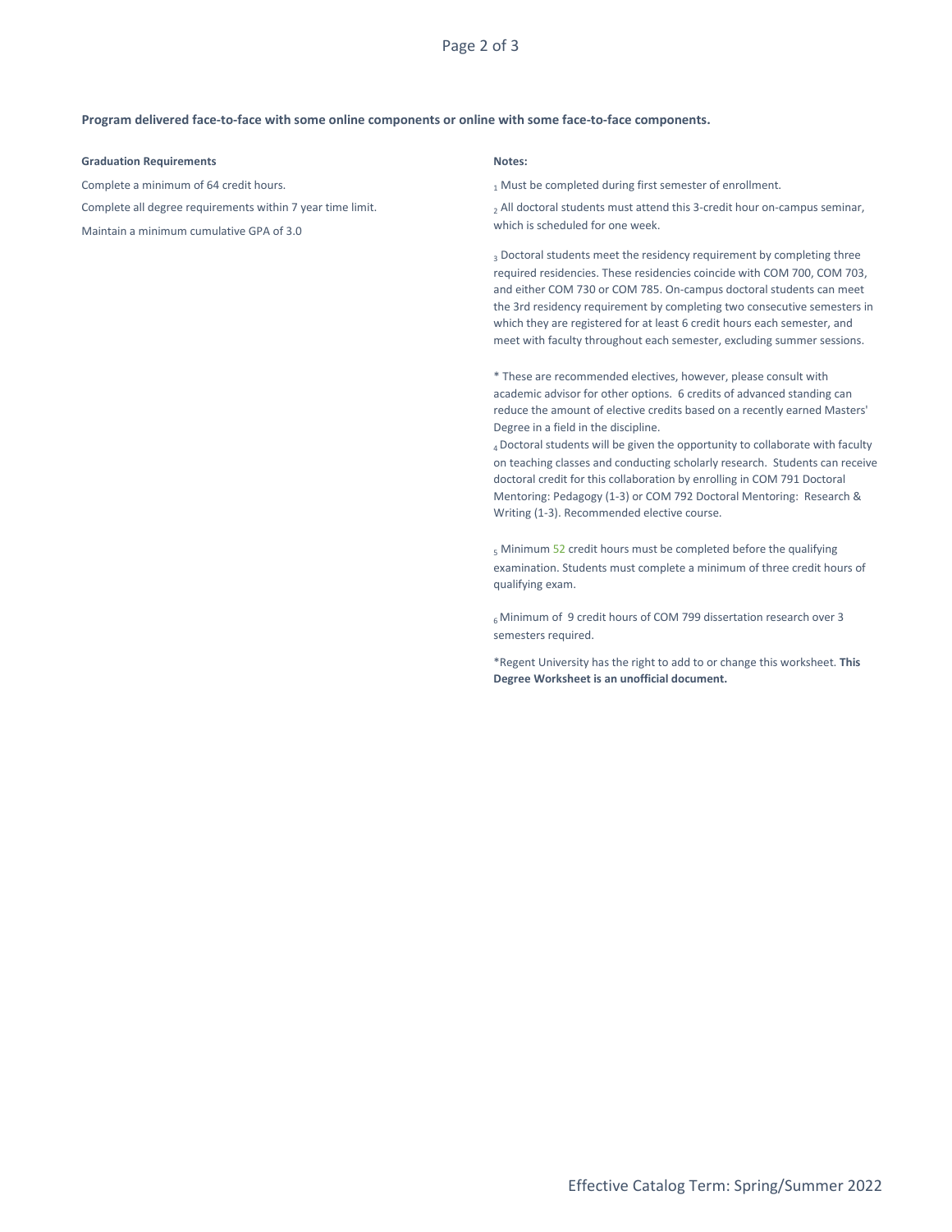**Program delivered face-to-face with some online components or online with some face-to-face components.**

**Graduation Requirements**

Complete a minimum of 64 credit hours.

Complete all degree requirements within 7 year time limit.

Maintain a minimum cumulative GPA of 3.0

**Notes:**

[1] Must be completed during first semester of enrollment.

[2] All doctoral students must attend this 3-credit hour on-campus seminar, which is scheduled for one week.

[3] Doctoral students meet the residency requirement by completing three required residencies. These residencies coincide with COM 700, COM 703, and either COM 730 or COM 785. On-campus doctoral students can meet the 3rd residency requirement by completing two consecutive semesters in which they are registered for at least 6 credit hours each semester, and meet with faculty throughout each semester, excluding summer sessions.

* These are recommended electives, however, please consult with academic advisor for other options. 6 credits of advanced standing can reduce the amount of elective credits based on a recently earned Masters' Degree in a field in the discipline.

[4] Doctoral students will be given the opportunity to collaborate with faculty on teaching classes and conducting scholarly research. Students can receive doctoral credit for this collaboration by enrolling in COM 791 Doctoral Mentoring: Pedagogy (1-3) or COM 792 Doctoral Mentoring: Research & Writing (1-3). Recommended elective course.

[5] Minimum 52 credit hours must be completed before the qualifying examination. Students must complete a minimum of three credit hours of qualifying exam.

[6] Minimum of 9 credit hours of COM 799 dissertation research over 3 semesters required.

*Regent University has the right to add to or change this worksheet. **This Degree Worksheet is an unofficial document.**

Effective Catalog Term: Spring/Summer 2022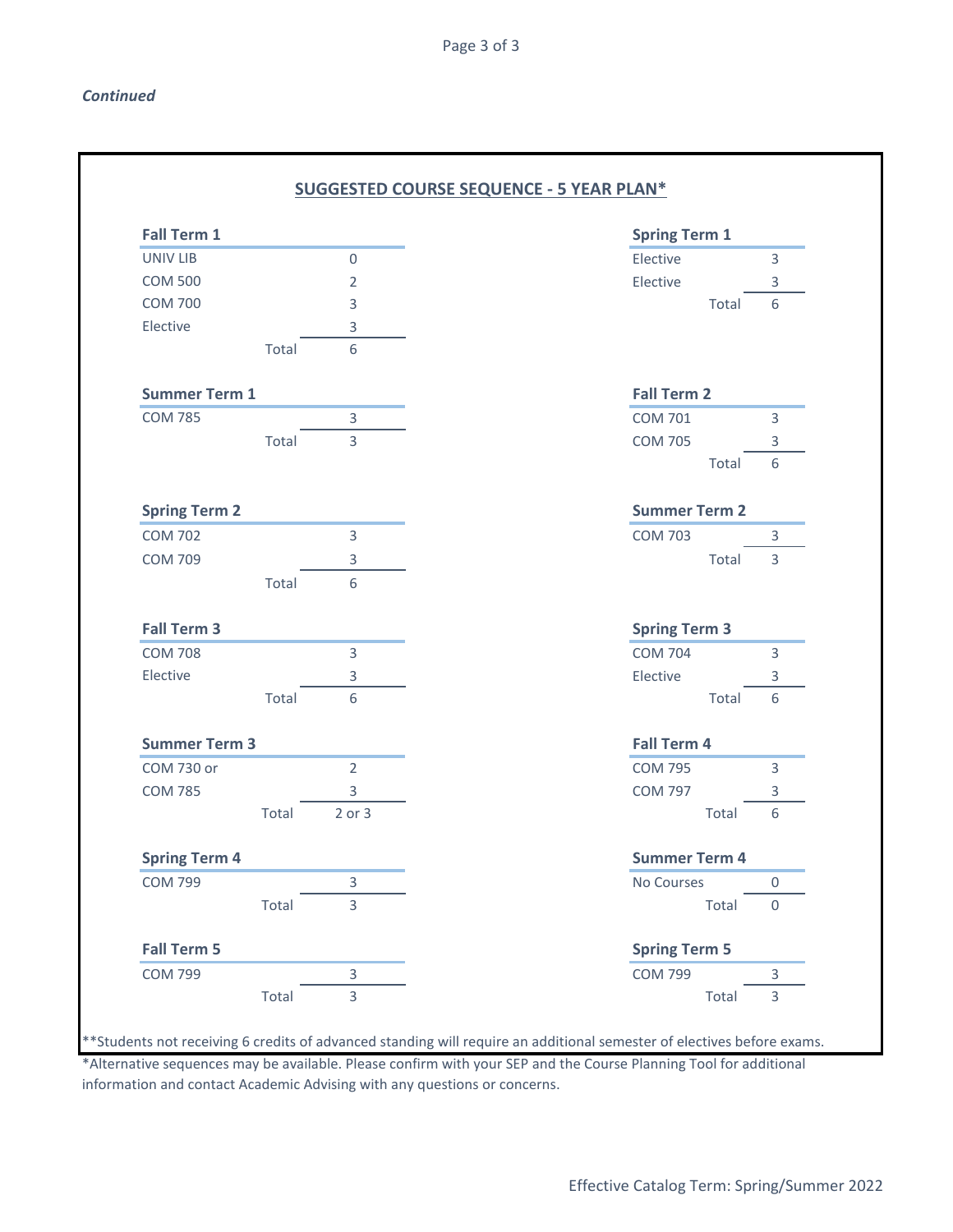*Continued*

## SUGGESTED COURSE SEQUENCE - 5 YEAR PLAN*

| Fall Term 1 | |
|---|---|
| UNIV LIB | 0 |
| COM 500 | 2 |
| COM 700 | 3 |
| Elective | 3 |
| Total | 6 |

| Spring Term 1 | |
|---|---|
| Elective | 3 |
| Elective | 3 |
| Total | 6 |

| Summer Term 1 | |
|---|---|
| COM 785 | 3 |
| Total | 3 |

| Fall Term 2 | |
|---|---|
| COM 701 | 3 |
| COM 705 | 3 |
| Total | 6 |

| Spring Term 2 | |
|---|---|
| COM 702 | 3 |
| COM 709 | 3 |
| Total | 6 |

| Summer Term 2 | |
|---|---|
| COM 703 | 3 |
| Total | 3 |

| Fall Term 3 | |
|---|---|
| COM 708 | 3 |
| Elective | 3 |
| Total | 6 |

| Spring Term 3 | |
|---|---|
| COM 704 | 3 |
| Elective | 3 |
| Total | 6 |

| Summer Term 3 | |
|---|---|
| COM 730 or | 2 |
| COM 785 | 3 |
| Total | 2 or 3 |

| Fall Term 4 | |
|---|---|
| COM 795 | 3 |
| COM 797 | 3 |
| Total | 6 |

| Spring Term 4 | |
|---|---|
| COM 799 | 3 |
| Total | 3 |

| Summer Term 4 | |
|---|---|
| No Courses | 0 |
| Total | 0 |

| Fall Term 5 | |
|---|---|
| COM 799 | 3 |
| Total | 3 |

| Spring Term 5 | |
|---|---|
| COM 799 | 3 |
| Total | 3 |

**Students not receiving 6 credits of advanced standing will require an additional semester of electives before exams.

*Alternative sequences may be available. Please confirm with your SEP and the Course Planning Tool for additional information and contact Academic Advising with any questions or concerns.

Effective Catalog Term: Spring/Summer 2022